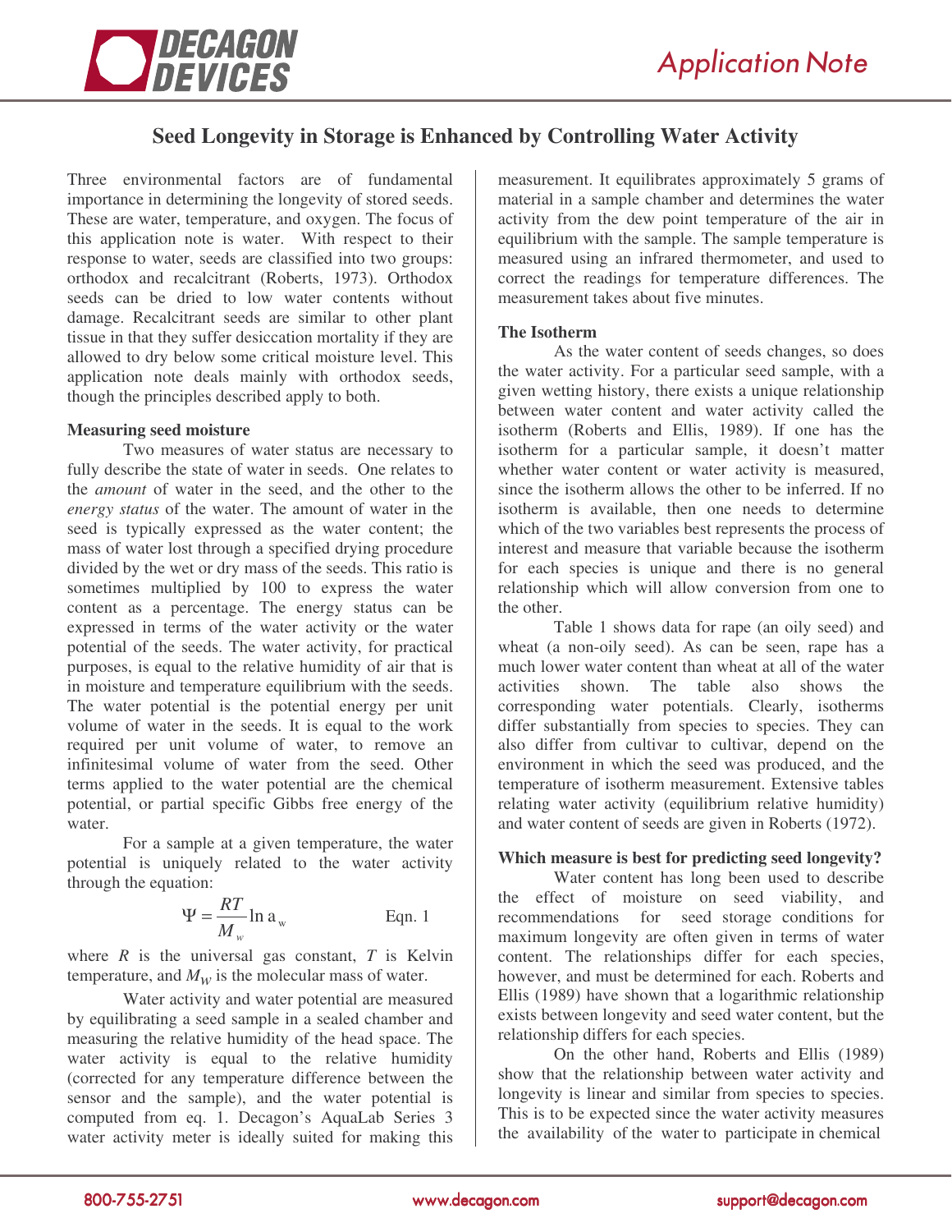# Seed Longevity in Storage is Enhanced by Controlling Water Activity

Three environmental factors are of fundamental importance in determining the longevity of stored seeds. These are water, temperature, and oxygen. The focus of this application note is water. With respect to their response to water, seeds are classified into two groups: orthodox and recalcitrant (Roberts, 1973). Orthodox seeds can be dried to low water contents without damage. Recalcitrant seeds are similar to other plant tissue in that they suffer desiccation mortality if they are allowed to dry below some critical moisture level. This application note deals mainly with orthodox seeds, though the principles described apply to both.

**Measuring seed moisture**

Two measures of water status are necessary to fully describe the state of water in seeds. One relates to the *amount* of water in the seed, and the other to the *energy status* of the water. The amount of water in the seed is typically expressed as the water content; the mass of water lost through a specified drying procedure divided by the wet or dry mass of the seeds. This ratio is sometimes multiplied by 100 to express the water content as a percentage. The energy status can be expressed in terms of the water activity or the water potential of the seeds. The water activity, for practical purposes, is equal to the relative humidity of air that is in moisture and temperature equilibrium with the seeds. The water potential is the potential energy per unit volume of water in the seeds. It is equal to the work required per unit volume of water, to remove an infinitesimal volume of water from the seed. Other terms applied to the water potential are the chemical potential, or partial specific Gibbs free energy of the water.

For a sample at a given temperature, the water potential is uniquely related to the water activity through the equation:

$$\Psi = \frac{RT}{M_w} \ln a_w \qquad \text{Eqn. 1}$$

where $R$ is the universal gas constant, $T$ is Kelvin temperature, and $M_W$ is the molecular mass of water.

Water activity and water potential are measured by equilibrating a seed sample in a sealed chamber and measuring the relative humidity of the head space. The water activity is equal to the relative humidity (corrected for any temperature difference between the sensor and the sample), and the water potential is computed from eq. 1. Decagon's AquaLab Series 3 water activity meter is ideally suited for making this measurement. It equilibrates approximately 5 grams of material in a sample chamber and determines the water activity from the dew point temperature of the air in equilibrium with the sample. The sample temperature is measured using an infrared thermometer, and used to correct the readings for temperature differences. The measurement takes about five minutes.

**The Isotherm**

As the water content of seeds changes, so does the water activity. For a particular seed sample, with a given wetting history, there exists a unique relationship between water content and water activity called the isotherm (Roberts and Ellis, 1989). If one has the isotherm for a particular sample, it doesn't matter whether water content or water activity is measured, since the isotherm allows the other to be inferred. If no isotherm is available, then one needs to determine which of the two variables best represents the process of interest and measure that variable because the isotherm for each species is unique and there is no general relationship which will allow conversion from one to the other.

Table 1 shows data for rape (an oily seed) and wheat (a non-oily seed). As can be seen, rape has a much lower water content than wheat at all of the water activities shown. The table also shows the corresponding water potentials. Clearly, isotherms differ substantially from species to species. They can also differ from cultivar to cultivar, depend on the environment in which the seed was produced, and the temperature of isotherm measurement. Extensive tables relating water activity (equilibrium relative humidity) and water content of seeds are given in Roberts (1972).

**Which measure is best for predicting seed longevity?**

Water content has long been used to describe the effect of moisture on seed viability, and recommendations for seed storage conditions for maximum longevity are often given in terms of water content. The relationships differ for each species, however, and must be determined for each. Roberts and Ellis (1989) have shown that a logarithmic relationship exists between longevity and seed water content, but the relationship differs for each species.

On the other hand, Roberts and Ellis (1989) show that the relationship between water activity and longevity is linear and similar from species to species. This is to be expected since the water activity measures the availability of the water to participate in chemical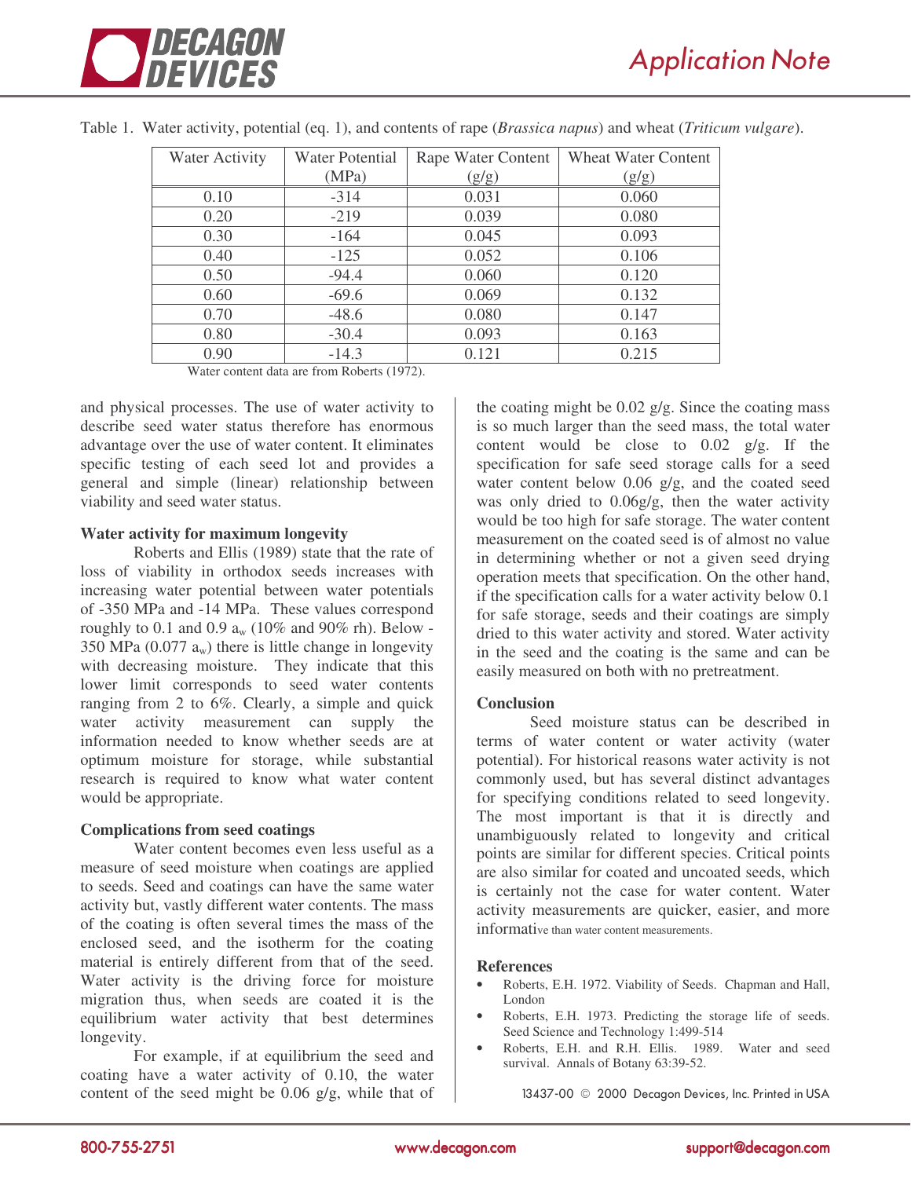Table 1. Water activity, potential (eq. 1), and contents of rape (*Brassica napus*) and wheat (*Triticum vulgare*).

| Water Activity | Water Potential (MPa) | Rape Water Content (g/g) | Wheat Water Content (g/g) |
|---|---|---|---|
| 0.10 | -314 | 0.031 | 0.060 |
| 0.20 | -219 | 0.039 | 0.080 |
| 0.30 | -164 | 0.045 | 0.093 |
| 0.40 | -125 | 0.052 | 0.106 |
| 0.50 | -94.4 | 0.060 | 0.120 |
| 0.60 | -69.6 | 0.069 | 0.132 |
| 0.70 | -48.6 | 0.080 | 0.147 |
| 0.80 | -30.4 | 0.093 | 0.163 |
| 0.90 | -14.3 | 0.121 | 0.215 |

Water content data are from Roberts (1972).

and physical processes. The use of water activity to describe seed water status therefore has enormous advantage over the use of water content. It eliminates specific testing of each seed lot and provides a general and simple (linear) relationship between viability and seed water status.

**Water activity for maximum longevity**

Roberts and Ellis (1989) state that the rate of loss of viability in orthodox seeds increases with increasing water potential between water potentials of -350 MPa and -14 MPa. These values correspond roughly to 0.1 and 0.9 $a_w$ (10% and 90% rh). Below -350 MPa (0.077 $a_w$) there is little change in longevity with decreasing moisture. They indicate that this lower limit corresponds to seed water contents ranging from 2 to 6%. Clearly, a simple and quick water activity measurement can supply the information needed to know whether seeds are at optimum moisture for storage, while substantial research is required to know what water content would be appropriate.

**Complications from seed coatings**

Water content becomes even less useful as a measure of seed moisture when coatings are applied to seeds. Seed and coatings can have the same water activity but, vastly different water contents. The mass of the coating is often several times the mass of the enclosed seed, and the isotherm for the coating material is entirely different from that of the seed. Water activity is the driving force for moisture migration thus, when seeds are coated it is the equilibrium water activity that best determines longevity.

For example, if at equilibrium the seed and coating have a water activity of 0.10, the water content of the seed might be 0.06 g/g, while that of the coating might be 0.02 g/g. Since the coating mass is so much larger than the seed mass, the total water content would be close to 0.02 g/g. If the specification for safe seed storage calls for a seed water content below 0.06 g/g, and the coated seed was only dried to 0.06g/g, then the water activity would be too high for safe storage. The water content measurement on the coated seed is of almost no value in determining whether or not a given seed drying operation meets that specification. On the other hand, if the specification calls for a water activity below 0.1 for safe storage, seeds and their coatings are simply dried to this water activity and stored. Water activity in the seed and the coating is the same and can be easily measured on both with no pretreatment.

**Conclusion**

Seed moisture status can be described in terms of water content or water activity (water potential). For historical reasons water activity is not commonly used, but has several distinct advantages for specifying conditions related to seed longevity. The most important is that it is directly and unambiguously related to longevity and critical points are similar for different species. Critical points are also similar for coated and uncoated seeds, which is certainly not the case for water content. Water activity measurements are quicker, easier, and more informative than water content measurements.

**References**

- Roberts, E.H. 1972. Viability of Seeds. Chapman and Hall, London
- Roberts, E.H. 1973. Predicting the storage life of seeds. Seed Science and Technology 1:499-514
- Roberts, E.H. and R.H. Ellis. 1989. Water and seed survival. Annals of Botany 63:39-52.

13437-00 © 2000 Decagon Devices, Inc. Printed in USA